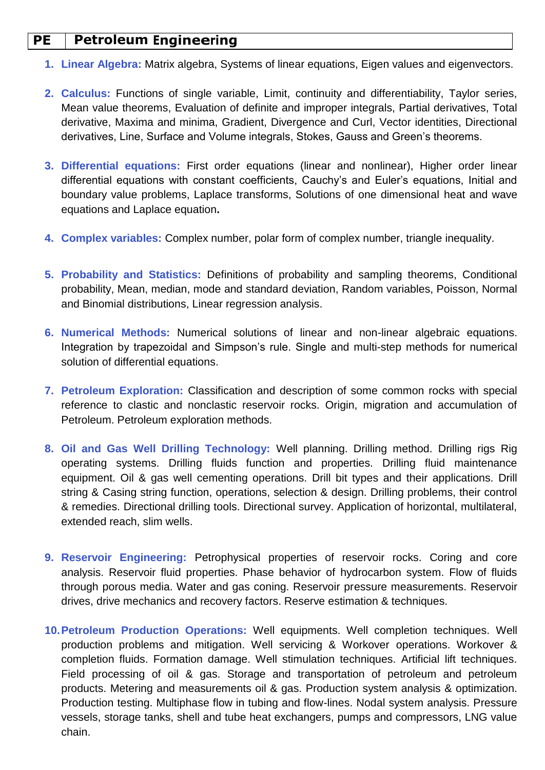| PE | Petroleum Engineering |
|---|---|

1. **Linear Algebra:** Matrix algebra, Systems of linear equations, Eigen values and eigenvectors.

2. **Calculus:** Functions of single variable, Limit, continuity and differentiability, Taylor series, Mean value theorems, Evaluation of definite and improper integrals, Partial derivatives, Total derivative, Maxima and minima, Gradient, Divergence and Curl, Vector identities, Directional derivatives, Line, Surface and Volume integrals, Stokes, Gauss and Green's theorems.

3. **Differential equations:** First order equations (linear and nonlinear), Higher order linear differential equations with constant coefficients, Cauchy's and Euler's equations, Initial and boundary value problems, Laplace transforms, Solutions of one dimensional heat and wave equations and Laplace equation**.**

4. **Complex variables:** Complex number, polar form of complex number, triangle inequality.

5. **Probability and Statistics:** Definitions of probability and sampling theorems, Conditional probability, Mean, median, mode and standard deviation, Random variables, Poisson, Normal and Binomial distributions, Linear regression analysis.

6. **Numerical Methods:** Numerical solutions of linear and non-linear algebraic equations. Integration by trapezoidal and Simpson's rule. Single and multi-step methods for numerical solution of differential equations.

7. **Petroleum Exploration:** Classification and description of some common rocks with special reference to clastic and nonclastic reservoir rocks. Origin, migration and accumulation of Petroleum. Petroleum exploration methods.

8. **Oil and Gas Well Drilling Technology:** Well planning. Drilling method. Drilling rigs Rig operating systems. Drilling fluids function and properties. Drilling fluid maintenance equipment. Oil & gas well cementing operations. Drill bit types and their applications. Drill string & Casing string function, operations, selection & design. Drilling problems, their control & remedies. Directional drilling tools. Directional survey. Application of horizontal, multilateral, extended reach, slim wells.

9. **Reservoir Engineering:** Petrophysical properties of reservoir rocks. Coring and core analysis. Reservoir fluid properties. Phase behavior of hydrocarbon system. Flow of fluids through porous media. Water and gas coning. Reservoir pressure measurements. Reservoir drives, drive mechanics and recovery factors. Reserve estimation & techniques.

10. **Petroleum Production Operations:** Well equipments. Well completion techniques. Well production problems and mitigation. Well servicing & Workover operations. Workover & completion fluids. Formation damage. Well stimulation techniques. Artificial lift techniques. Field processing of oil & gas. Storage and transportation of petroleum and petroleum products. Metering and measurements oil & gas. Production system analysis & optimization. Production testing. Multiphase flow in tubing and flow-lines. Nodal system analysis. Pressure vessels, storage tanks, shell and tube heat exchangers, pumps and compressors, LNG value chain.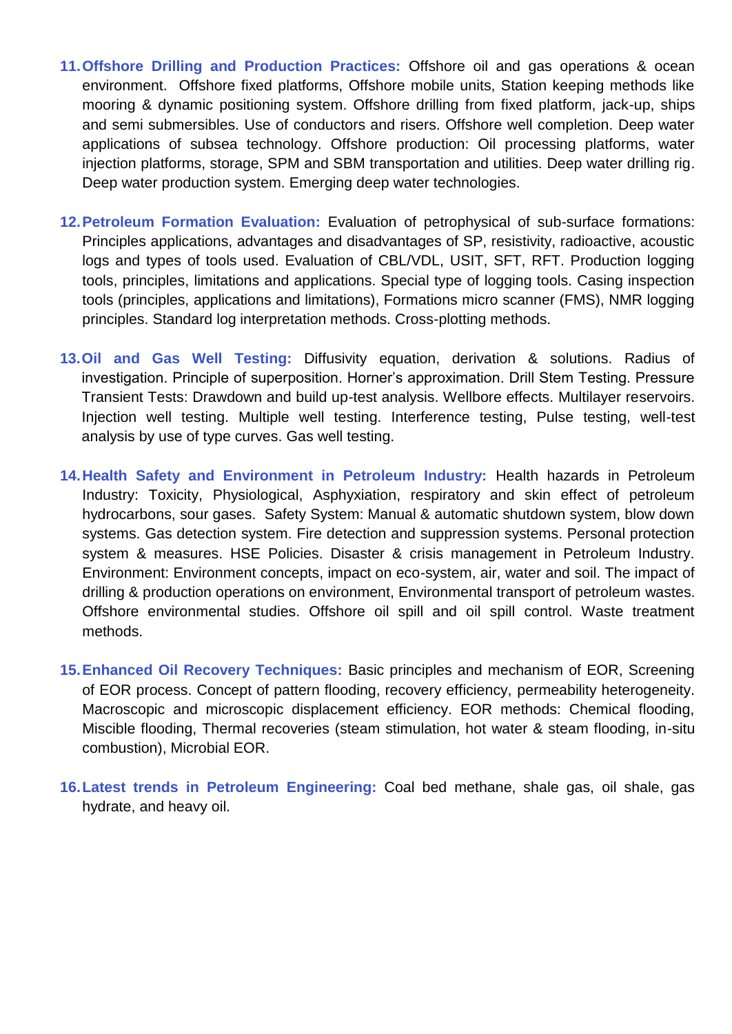11. **Offshore Drilling and Production Practices:** Offshore oil and gas operations & ocean environment. Offshore fixed platforms, Offshore mobile units, Station keeping methods like mooring & dynamic positioning system. Offshore drilling from fixed platform, jack-up, ships and semi submersibles. Use of conductors and risers. Offshore well completion. Deep water applications of subsea technology. Offshore production: Oil processing platforms, water injection platforms, storage, SPM and SBM transportation and utilities. Deep water drilling rig. Deep water production system. Emerging deep water technologies.

12. **Petroleum Formation Evaluation:** Evaluation of petrophysical of sub-surface formations: Principles applications, advantages and disadvantages of SP, resistivity, radioactive, acoustic logs and types of tools used. Evaluation of CBL/VDL, USIT, SFT, RFT. Production logging tools, principles, limitations and applications. Special type of logging tools. Casing inspection tools (principles, applications and limitations), Formations micro scanner (FMS), NMR logging principles. Standard log interpretation methods. Cross-plotting methods.

13. **Oil and Gas Well Testing:** Diffusivity equation, derivation & solutions. Radius of investigation. Principle of superposition. Horner's approximation. Drill Stem Testing. Pressure Transient Tests: Drawdown and build up-test analysis. Wellbore effects. Multilayer reservoirs. Injection well testing. Multiple well testing. Interference testing, Pulse testing, well-test analysis by use of type curves. Gas well testing.

14. **Health Safety and Environment in Petroleum Industry:** Health hazards in Petroleum Industry: Toxicity, Physiological, Asphyxiation, respiratory and skin effect of petroleum hydrocarbons, sour gases. Safety System: Manual & automatic shutdown system, blow down systems. Gas detection system. Fire detection and suppression systems. Personal protection system & measures. HSE Policies. Disaster & crisis management in Petroleum Industry. Environment: Environment concepts, impact on eco-system, air, water and soil. The impact of drilling & production operations on environment, Environmental transport of petroleum wastes. Offshore environmental studies. Offshore oil spill and oil spill control. Waste treatment methods.

15. **Enhanced Oil Recovery Techniques:** Basic principles and mechanism of EOR, Screening of EOR process. Concept of pattern flooding, recovery efficiency, permeability heterogeneity. Macroscopic and microscopic displacement efficiency. EOR methods: Chemical flooding, Miscible flooding, Thermal recoveries (steam stimulation, hot water & steam flooding, in-situ combustion), Microbial EOR.

16. **Latest trends in Petroleum Engineering:** Coal bed methane, shale gas, oil shale, gas hydrate, and heavy oil.